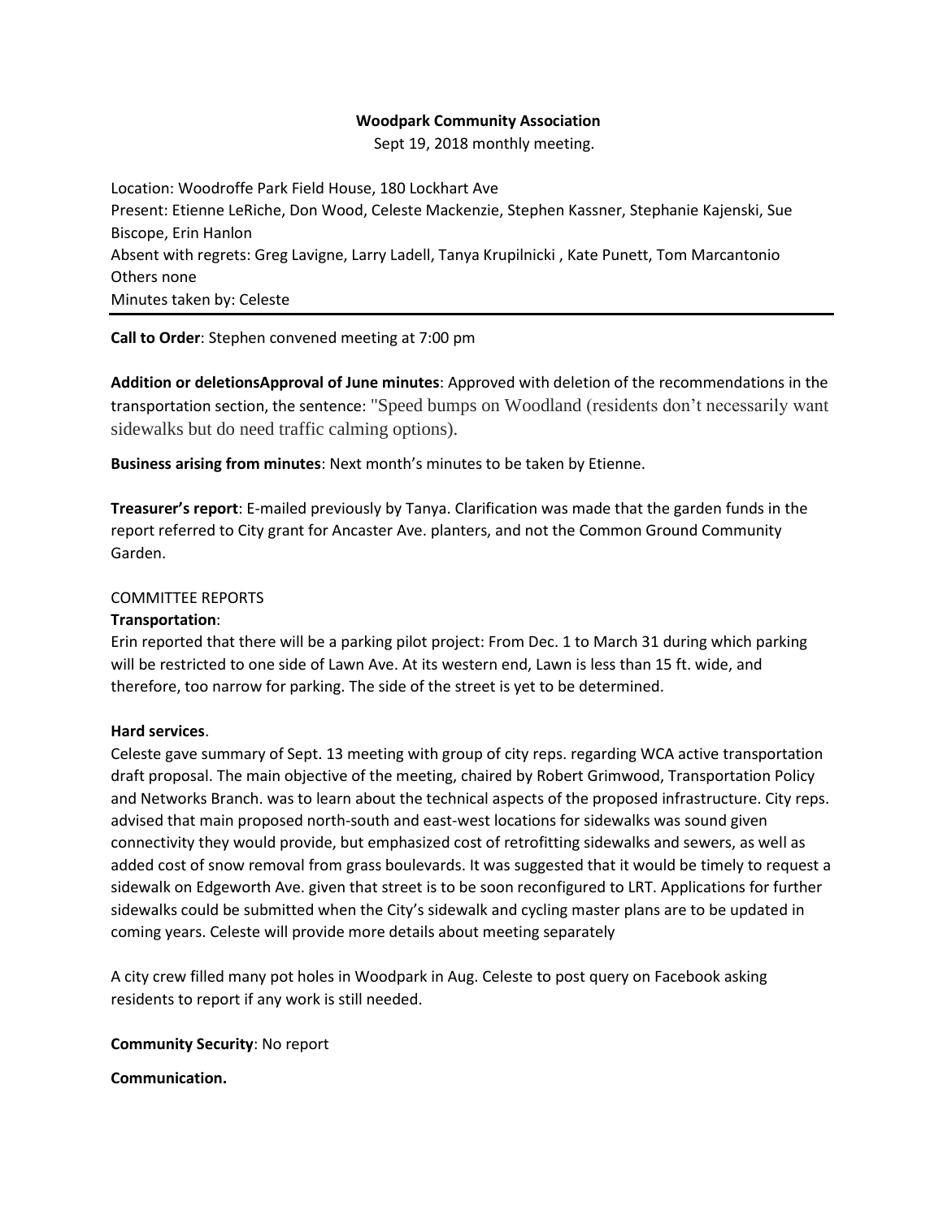**Woodpark Community Association**

Sept 19, 2018 monthly meeting.

Location: Woodroffe Park Field House, 180 Lockhart Ave
Present: Etienne LeRiche, Don Wood, Celeste Mackenzie, Stephen Kassner, Stephanie Kajenski, Sue Biscope, Erin Hanlon
Absent with regrets: Greg Lavigne, Larry Ladell, Tanya Krupilnicki , Kate Punett, Tom Marcantonio
Others none
Minutes taken by: Celeste

---

**Call to Order**: Stephen convened meeting at 7:00 pm

**Addition or deletionsApproval of June minutes**: Approved with deletion of the recommendations in the transportation section, the sentence: "Speed bumps on Woodland (residents don't necessarily want sidewalks but do need traffic calming options).

**Business arising from minutes**: Next month's minutes to be taken by Etienne.

**Treasurer's report**: E-mailed previously by Tanya. Clarification was made that the garden funds in the report referred to City grant for Ancaster Ave. planters, and not the Common Ground Community Garden.

COMMITTEE REPORTS

**Transportation**:

Erin reported that there will be a parking pilot project: From Dec. 1 to March 31 during which parking will be restricted to one side of Lawn Ave. At its western end, Lawn is less than 15 ft. wide, and therefore, too narrow for parking. The side of the street is yet to be determined.

**Hard services**.

Celeste gave summary of Sept. 13 meeting with group of city reps. regarding WCA active transportation draft proposal. The main objective of the meeting, chaired by Robert Grimwood, Transportation Policy and Networks Branch. was to learn about the technical aspects of the proposed infrastructure. City reps. advised that main proposed north-south and east-west locations for sidewalks was sound given connectivity they would provide, but emphasized cost of retrofitting sidewalks and sewers, as well as added cost of snow removal from grass boulevards. It was suggested that it would be timely to request a sidewalk on Edgeworth Ave. given that street is to be soon reconfigured to LRT. Applications for further sidewalks could be submitted when the City's sidewalk and cycling master plans are to be updated in coming years. Celeste will provide more details about meeting separately

A city crew filled many pot holes in Woodpark in Aug. Celeste to post query on Facebook asking residents to report if any work is still needed.

**Community Security**: No report

**Communication.**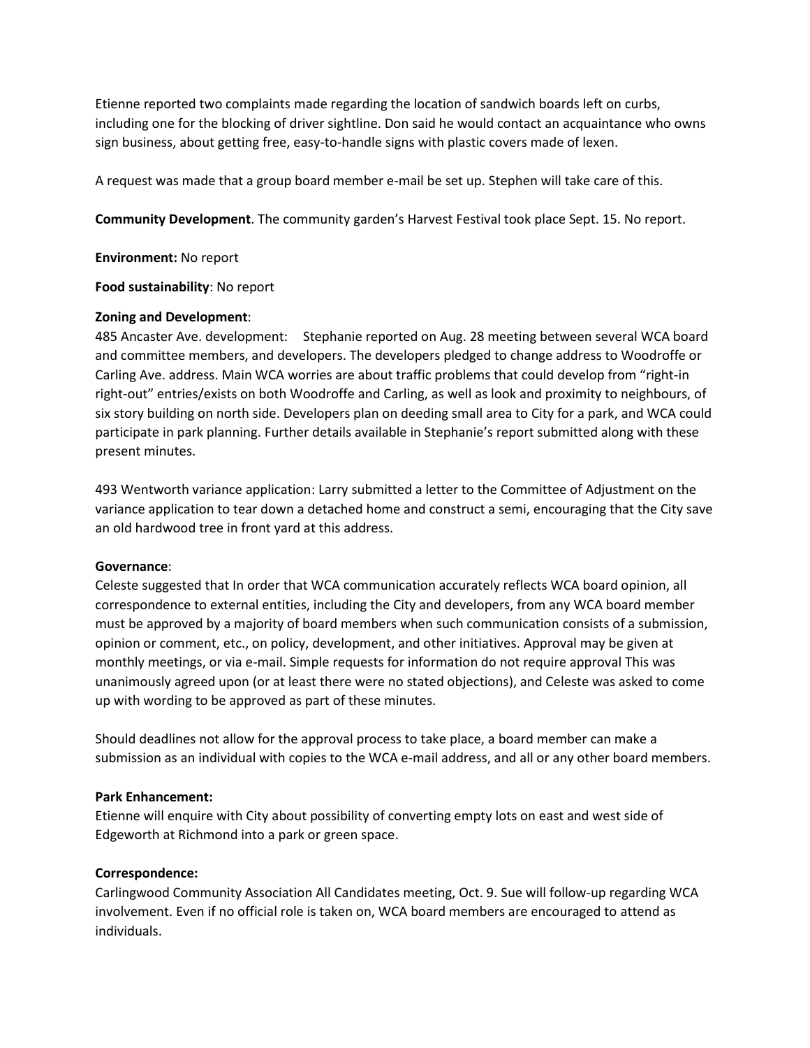Etienne reported two complaints made regarding the location of sandwich boards left on curbs, including one for the blocking of driver sightline. Don said he would contact an acquaintance who owns sign business, about getting free, easy-to-handle signs with plastic covers made of lexen.

A request was made that a group board member e-mail be set up. Stephen will take care of this.

**Community Development**. The community garden's Harvest Festival took place Sept. 15. No report.

**Environment:** No report

**Food sustainability**: No report

**Zoning and Development**:
485 Ancaster Ave. development: Stephanie reported on Aug. 28 meeting between several WCA board and committee members, and developers. The developers pledged to change address to Woodroffe or Carling Ave. address. Main WCA worries are about traffic problems that could develop from "right-in right-out" entries/exists on both Woodroffe and Carling, as well as look and proximity to neighbours, of six story building on north side. Developers plan on deeding small area to City for a park, and WCA could participate in park planning. Further details available in Stephanie's report submitted along with these present minutes.

493 Wentworth variance application: Larry submitted a letter to the Committee of Adjustment on the variance application to tear down a detached home and construct a semi, encouraging that the City save an old hardwood tree in front yard at this address.

**Governance**:
Celeste suggested that In order that WCA communication accurately reflects WCA board opinion, all correspondence to external entities, including the City and developers, from any WCA board member must be approved by a majority of board members when such communication consists of a submission, opinion or comment, etc., on policy, development, and other initiatives. Approval may be given at monthly meetings, or via e-mail. Simple requests for information do not require approval This was unanimously agreed upon (or at least there were no stated objections), and Celeste was asked to come up with wording to be approved as part of these minutes.

Should deadlines not allow for the approval process to take place, a board member can make a submission as an individual with copies to the WCA e-mail address, and all or any other board members.

**Park Enhancement:**
Etienne will enquire with City about possibility of converting empty lots on east and west side of Edgeworth at Richmond into a park or green space.

**Correspondence:**
Carlingwood Community Association All Candidates meeting, Oct. 9. Sue will follow-up regarding WCA involvement. Even if no official role is taken on, WCA board members are encouraged to attend as individuals.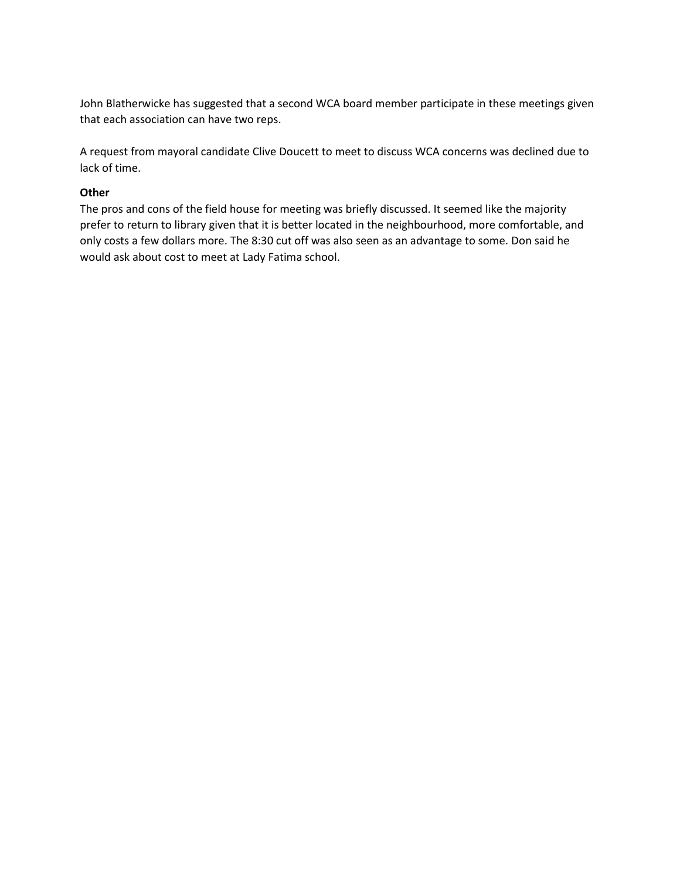John Blatherwicke has suggested that a second WCA board member participate in these meetings given that each association can have two reps.

A request from mayoral candidate Clive Doucett to meet to discuss WCA concerns was declined due to lack of time.

**Other**

The pros and cons of the field house for meeting was briefly discussed. It seemed like the majority prefer to return to library given that it is better located in the neighbourhood, more comfortable, and only costs a few dollars more. The 8:30 cut off was also seen as an advantage to some. Don said he would ask about cost to meet at Lady Fatima school.